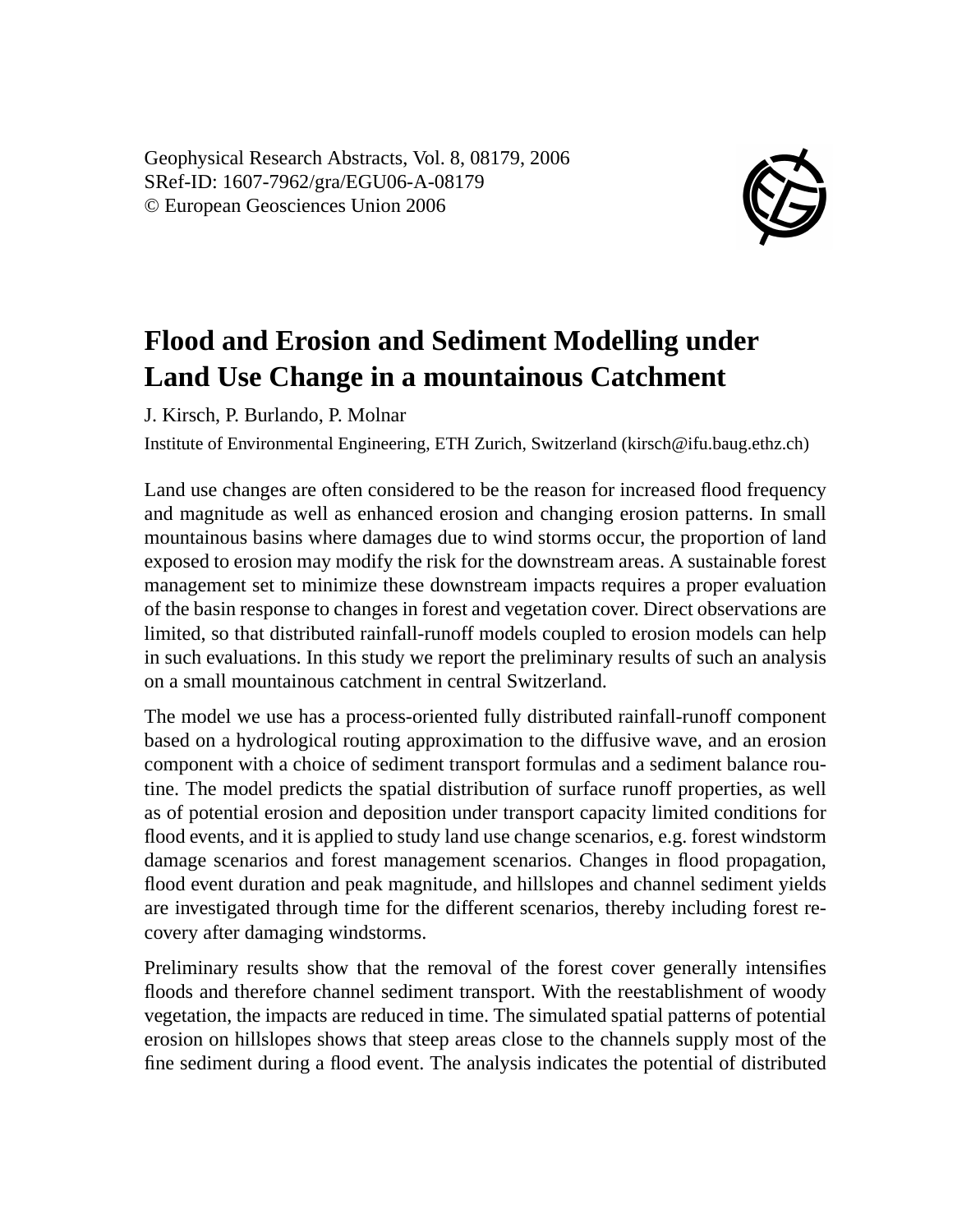Geophysical Research Abstracts, Vol. 8, 08179, 2006
SRef-ID: 1607-7962/gra/EGU06-A-08179
© European Geosciences Union 2006

# Flood and Erosion and Sediment Modelling under Land Use Change in a mountainous Catchment

J. Kirsch, P. Burlando, P. Molnar

Institute of Environmental Engineering, ETH Zurich, Switzerland (kirsch@ifu.baug.ethz.ch)

Land use changes are often considered to be the reason for increased flood frequency and magnitude as well as enhanced erosion and changing erosion patterns. In small mountainous basins where damages due to wind storms occur, the proportion of land exposed to erosion may modify the risk for the downstream areas. A sustainable forest management set to minimize these downstream impacts requires a proper evaluation of the basin response to changes in forest and vegetation cover. Direct observations are limited, so that distributed rainfall-runoff models coupled to erosion models can help in such evaluations. In this study we report the preliminary results of such an analysis on a small mountainous catchment in central Switzerland.

The model we use has a process-oriented fully distributed rainfall-runoff component based on a hydrological routing approximation to the diffusive wave, and an erosion component with a choice of sediment transport formulas and a sediment balance routine. The model predicts the spatial distribution of surface runoff properties, as well as of potential erosion and deposition under transport capacity limited conditions for flood events, and it is applied to study land use change scenarios, e.g. forest windstorm damage scenarios and forest management scenarios. Changes in flood propagation, flood event duration and peak magnitude, and hillslopes and channel sediment yields are investigated through time for the different scenarios, thereby including forest recovery after damaging windstorms.

Preliminary results show that the removal of the forest cover generally intensifies floods and therefore channel sediment transport. With the reestablishment of woody vegetation, the impacts are reduced in time. The simulated spatial patterns of potential erosion on hillslopes shows that steep areas close to the channels supply most of the fine sediment during a flood event. The analysis indicates the potential of distributed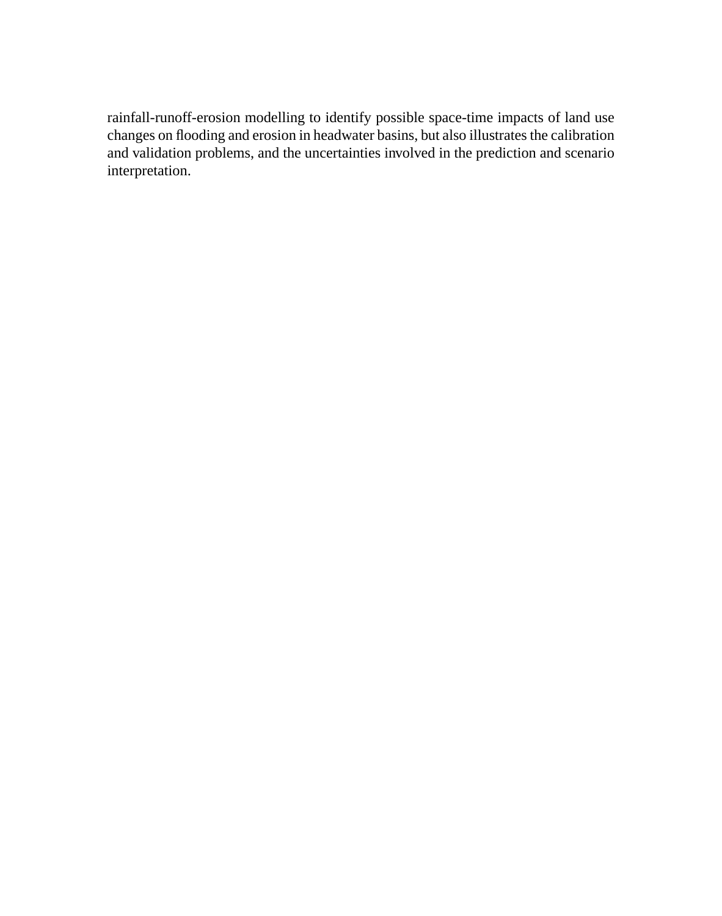rainfall-runoff-erosion modelling to identify possible space-time impacts of land use changes on flooding and erosion in headwater basins, but also illustrates the calibration and validation problems, and the uncertainties involved in the prediction and scenario interpretation.